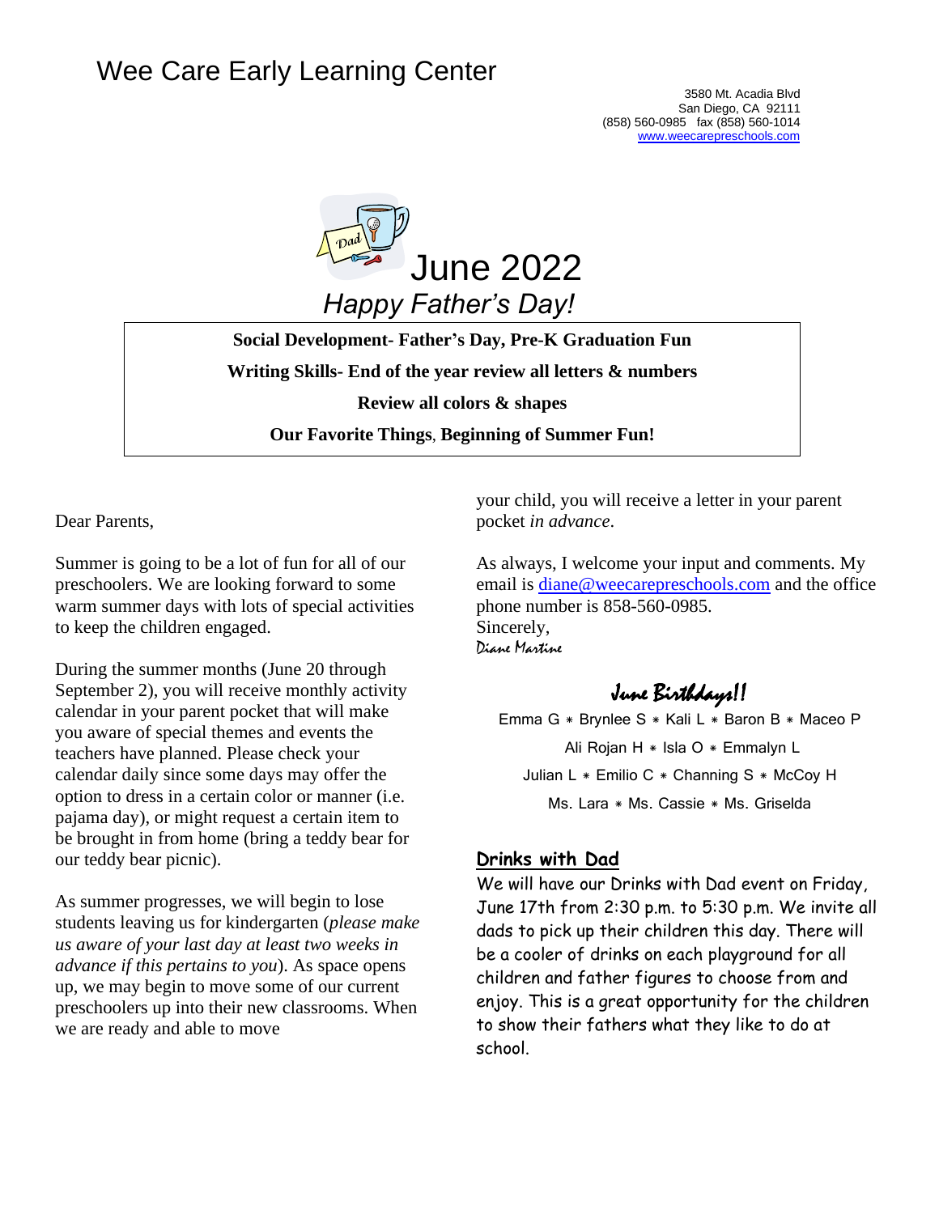# Wee Care Early Learning Center

3580 Mt. Acadia Blvd
San Diego, CA 92111
(858) 560-0985 fax (858) 560-1014
www.weecarepreschools.com

## June 2022

*Happy Father's Day!*

**Social Development- Father's Day, Pre-K Graduation Fun**

**Writing Skills- End of the year review all letters & numbers**

**Review all colors & shapes**

**Our Favorite Things, Beginning of Summer Fun!**

Dear Parents,

Summer is going to be a lot of fun for all of our preschoolers. We are looking forward to some warm summer days with lots of special activities to keep the children engaged.

During the summer months (June 20 through September 2), you will receive monthly activity calendar in your parent pocket that will make you aware of special themes and events the teachers have planned. Please check your calendar daily since some days may offer the option to dress in a certain color or manner (i.e. pajama day), or might request a certain item to be brought in from home (bring a teddy bear for our teddy bear picnic).

As summer progresses, we will begin to lose students leaving us for kindergarten (*please make us aware of your last day at least two weeks in advance if this pertains to you*). As space opens up, we may begin to move some of our current preschoolers up into their new classrooms. When we are ready and able to move your child, you will receive a letter in your parent pocket *in advance*.

As always, I welcome your input and comments. My email is diane@weecarepreschools.com and the office phone number is 858-560-0985.

Sincerely,

*Diane Martine*

### June Birthdays!!

Emma G * Brynlee S * Kali L * Baron B * Maceo P

Ali Rojan H * Isla O * Emmalyn L

Julian L * Emilio C * Channing S * McCoy H

Ms. Lara * Ms. Cassie * Ms. Griselda

### Drinks with Dad

We will have our Drinks with Dad event on Friday, June 17th from 2:30 p.m. to 5:30 p.m. We invite all dads to pick up their children this day. There will be a cooler of drinks on each playground for all children and father figures to choose from and enjoy. This is a great opportunity for the children to show their fathers what they like to do at school.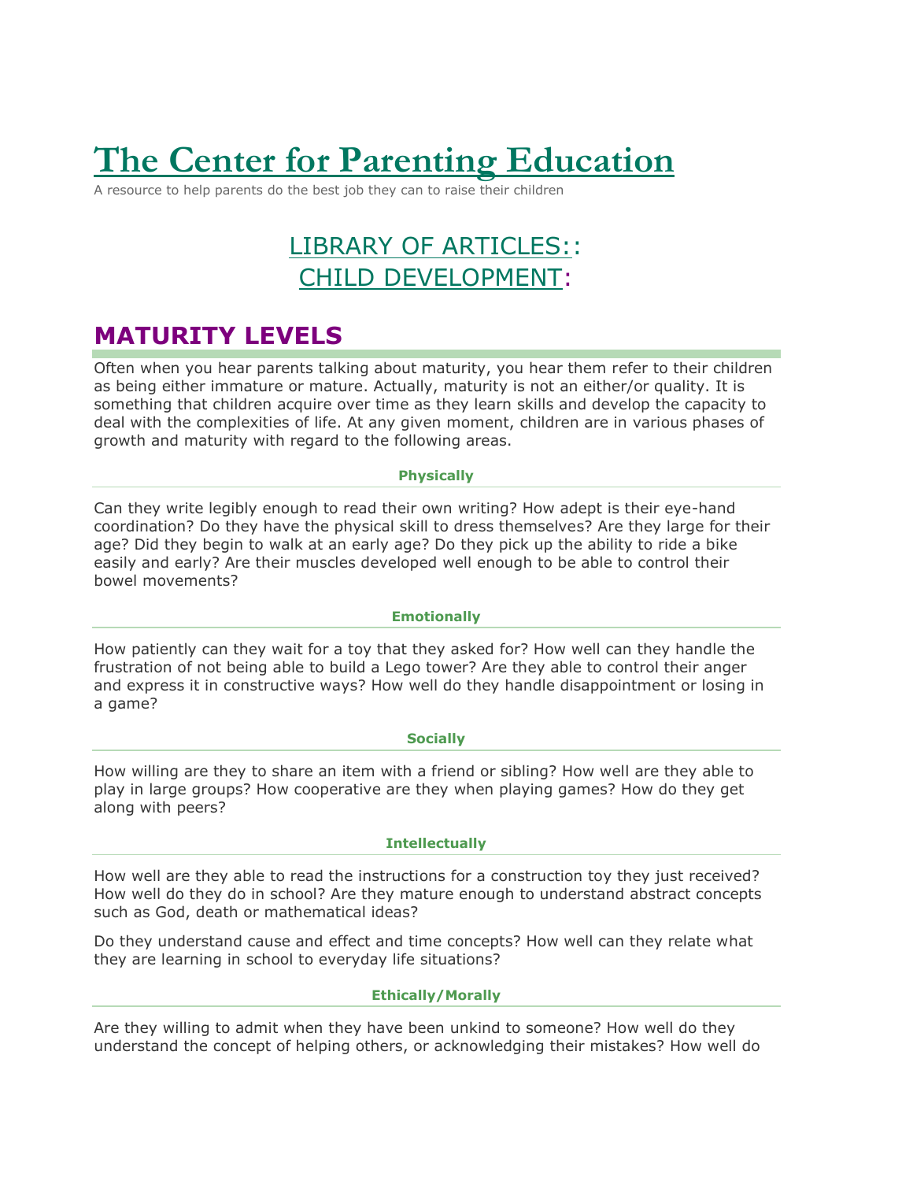# The Center for Parenting Education

A resource to help parents do the best job they can to raise their children

## LIBRARY OF ARTICLES:: CHILD DEVELOPMENT:

## MATURITY LEVELS

Often when you hear parents talking about maturity, you hear them refer to their children as being either immature or mature. Actually, maturity is not an either/or quality. It is something that children acquire over time as they learn skills and develop the capacity to deal with the complexities of life. At any given moment, children are in various phases of growth and maturity with regard to the following areas.

### Physically

Can they write legibly enough to read their own writing? How adept is their eye-hand coordination? Do they have the physical skill to dress themselves? Are they large for their age? Did they begin to walk at an early age? Do they pick up the ability to ride a bike easily and early? Are their muscles developed well enough to be able to control their bowel movements?

### Emotionally

How patiently can they wait for a toy that they asked for? How well can they handle the frustration of not being able to build a Lego tower? Are they able to control their anger and express it in constructive ways? How well do they handle disappointment or losing in a game?

### Socially

How willing are they to share an item with a friend or sibling? How well are they able to play in large groups? How cooperative are they when playing games? How do they get along with peers?

### Intellectually

How well are they able to read the instructions for a construction toy they just received? How well do they do in school? Are they mature enough to understand abstract concepts such as God, death or mathematical ideas?

Do they understand cause and effect and time concepts? How well can they relate what they are learning in school to everyday life situations?

### Ethically/Morally

Are they willing to admit when they have been unkind to someone? How well do they understand the concept of helping others, or acknowledging their mistakes? How well do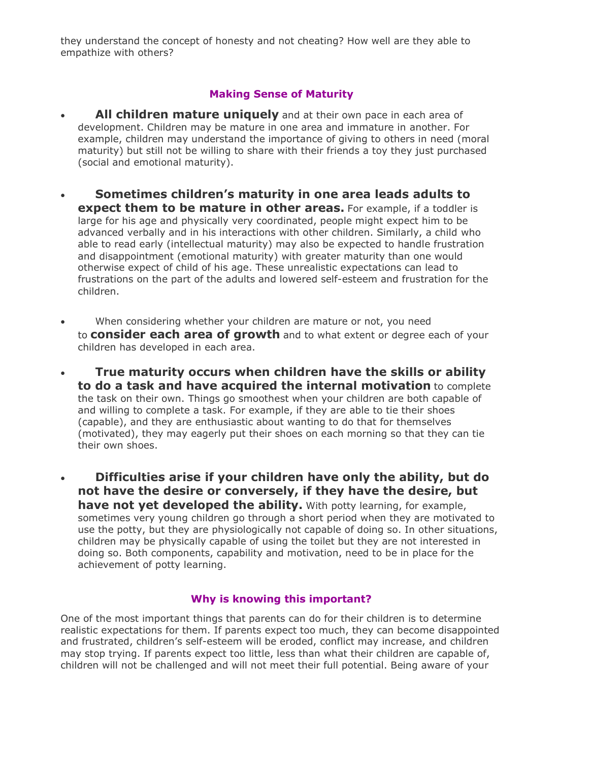they understand the concept of honesty and not cheating? How well are they able to empathize with others?

## Making Sense of Maturity

- **All children mature uniquely** and at their own pace in each area of development. Children may be mature in one area and immature in another. For example, children may understand the importance of giving to others in need (moral maturity) but still not be willing to share with their friends a toy they just purchased (social and emotional maturity).

- **Sometimes children's maturity in one area leads adults to expect them to be mature in other areas.** For example, if a toddler is large for his age and physically very coordinated, people might expect him to be advanced verbally and in his interactions with other children. Similarly, a child who able to read early (intellectual maturity) may also be expected to handle frustration and disappointment (emotional maturity) with greater maturity than one would otherwise expect of child of his age. These unrealistic expectations can lead to frustrations on the part of the adults and lowered self-esteem and frustration for the children.

- When considering whether your children are mature or not, you need to **consider each area of growth** and to what extent or degree each of your children has developed in each area.

- **True maturity occurs when children have the skills or ability to do a task and have acquired the internal motivation** to complete the task on their own. Things go smoothest when your children are both capable of and willing to complete a task. For example, if they are able to tie their shoes (capable), and they are enthusiastic about wanting to do that for themselves (motivated), they may eagerly put their shoes on each morning so that they can tie their own shoes.

- **Difficulties arise if your children have only the ability, but do not have the desire or conversely, if they have the desire, but have not yet developed the ability.** With potty learning, for example, sometimes very young children go through a short period when they are motivated to use the potty, but they are physiologically not capable of doing so. In other situations, children may be physically capable of using the toilet but they are not interested in doing so. Both components, capability and motivation, need to be in place for the achievement of potty learning.

## Why is knowing this important?

One of the most important things that parents can do for their children is to determine realistic expectations for them. If parents expect too much, they can become disappointed and frustrated, children's self-esteem will be eroded, conflict may increase, and children may stop trying. If parents expect too little, less than what their children are capable of, children will not be challenged and will not meet their full potential. Being aware of your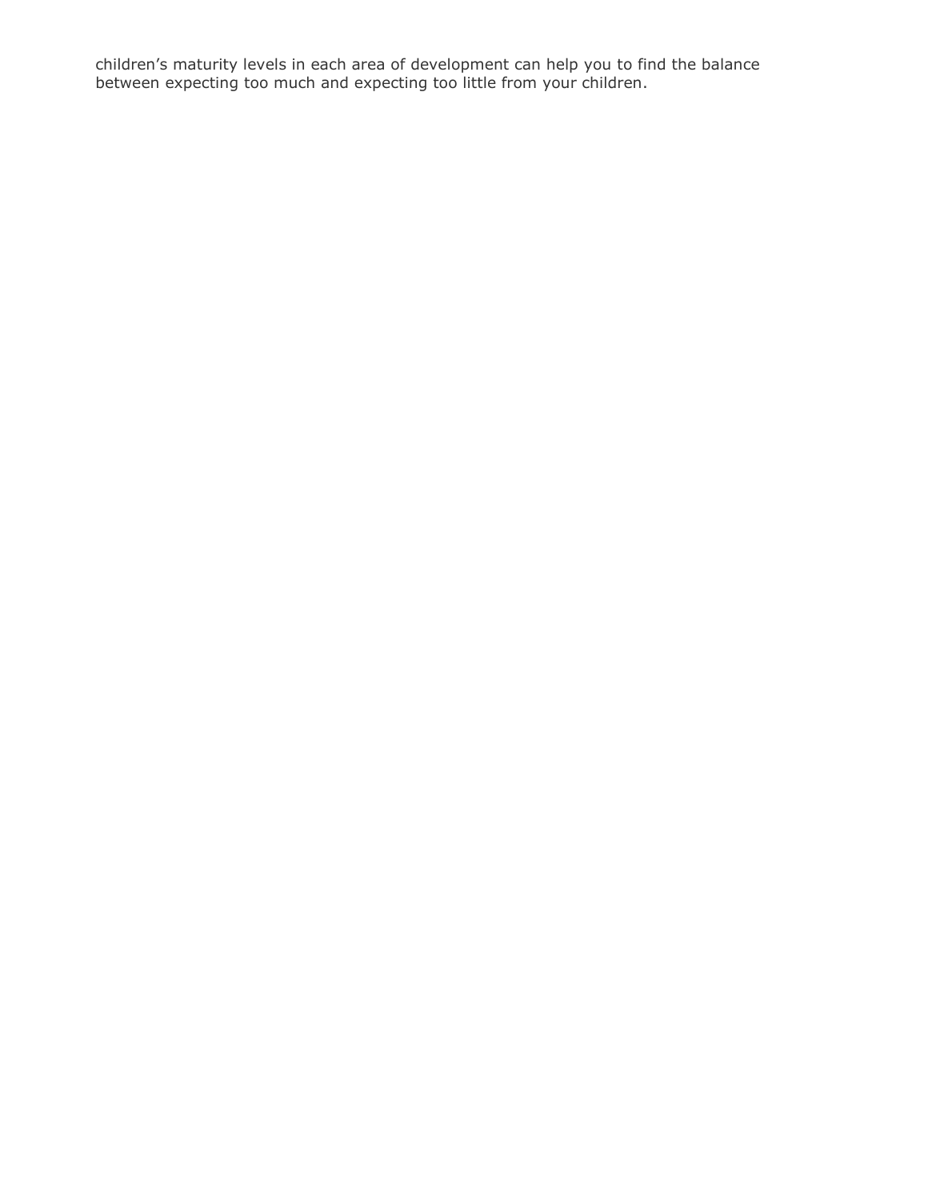children’s maturity levels in each area of development can help you to find the balance between expecting too much and expecting too little from your children.